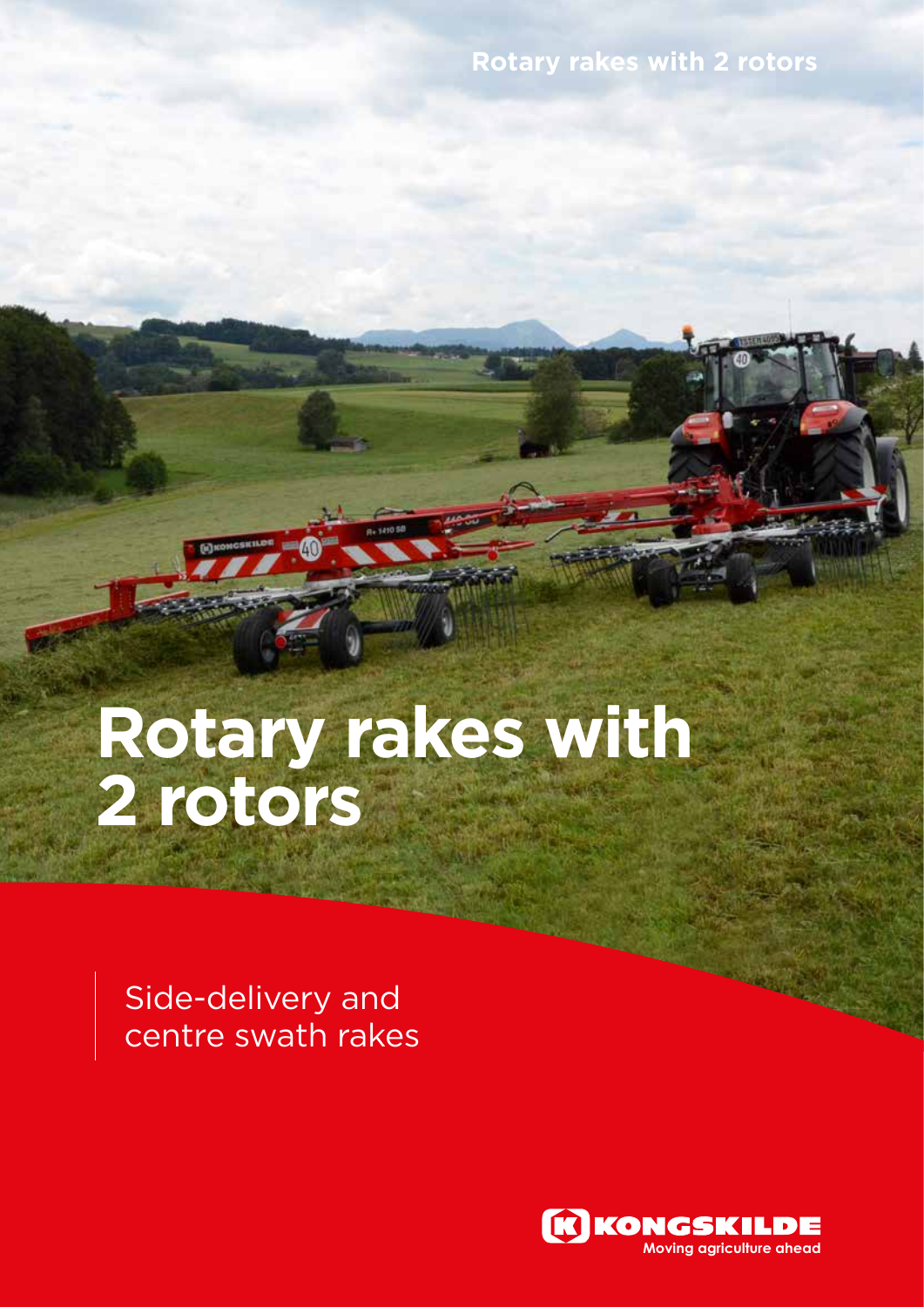Rotary rakes with 2 rotors

# Rotary rakes with 2 rotors

Side-delivery and centre swath rakes

KONGSKILDE

Moving agriculture ahead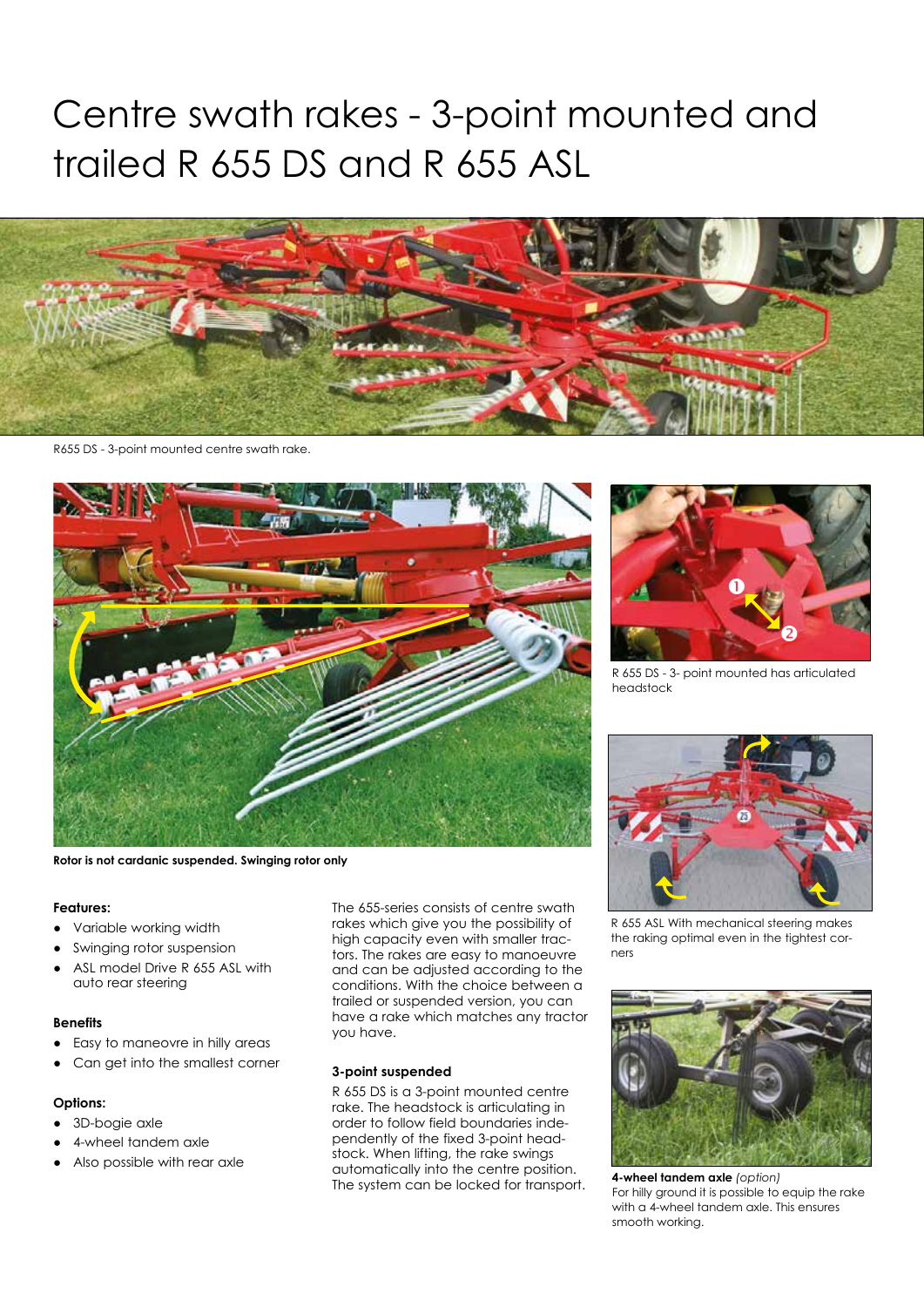# Centre swath rakes - 3-point mounted and trailed R 655 DS and R 655 ASL

R655 DS - 3-point mounted centre swath rake.

**Rotor is not cardanic suspended. Swinging rotor only**

R 655 DS - 3- point mounted has articulated headstock

R 655 ASL With mechanical steering makes the raking optimal even in the tightest corners

**4-wheel tandem axle** *(option)*
For hilly ground it is possible to equip the rake with a 4-wheel tandem axle. This ensures smooth working.

**Features:**

- Variable working width
- Swinging rotor suspension
- ASL model Drive R 655 ASL with auto rear steering

**Benefits**

- Easy to maneovre in hilly areas
- Can get into the smallest corner

**Options:**

- 3D-bogie axle
- 4-wheel tandem axle
- Also possible with rear axle

The 655-series consists of centre swath rakes which give you the possibility of high capacity even with smaller tractors. The rakes are easy to manoeuvre and can be adjusted according to the conditions. With the choice between a trailed or suspended version, you can have a rake which matches any tractor you have.

**3-point suspended**

R 655 DS is a 3-point mounted centre rake. The headstock is articulating in order to follow field boundaries independently of the fixed 3-point headstock. When lifting, the rake swings automatically into the centre position. The system can be locked for transport.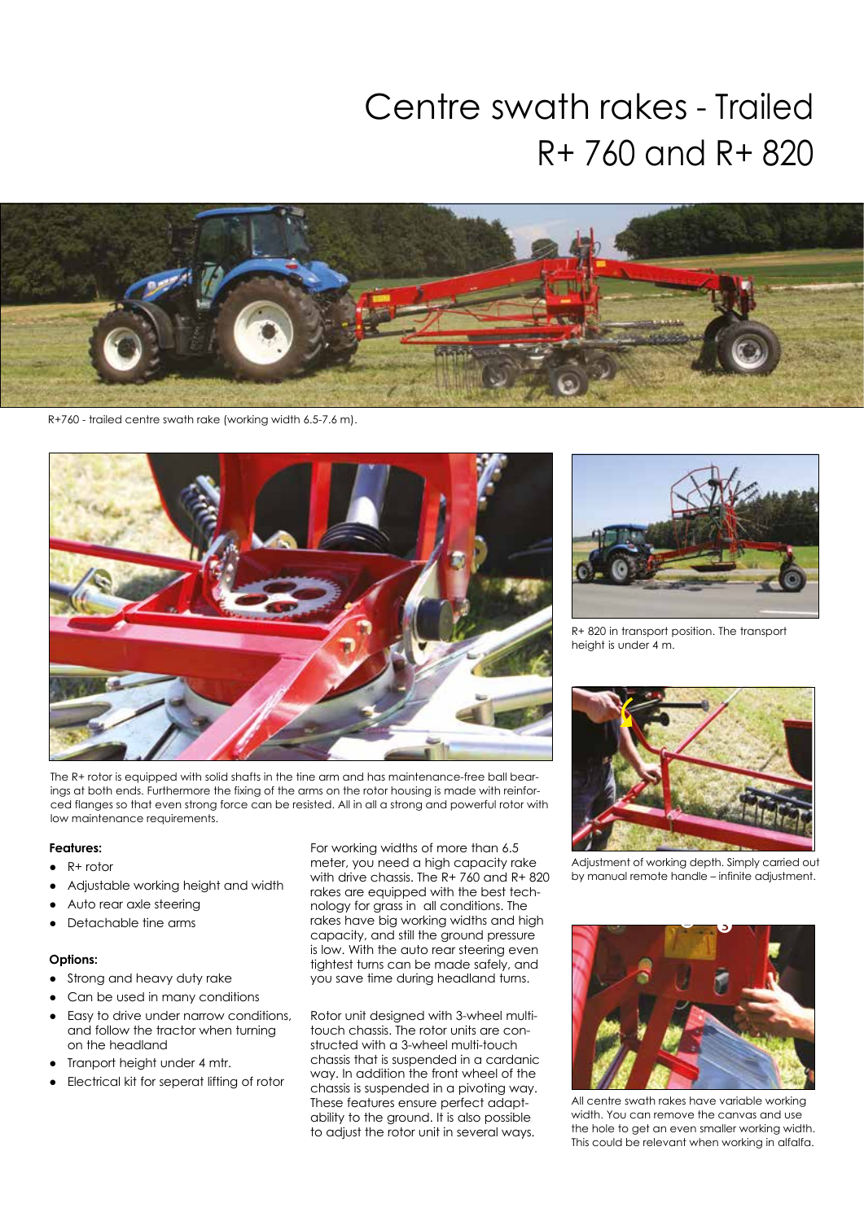# Centre swath rakes - Trailed R+ 760 and R+ 820

R+760 - trailed centre swath rake (working width 6.5-7.6 m).

The R+ rotor is equipped with solid shafts in the tine arm and has maintenance-free ball bearings at both ends. Furthermore the fixing of the arms on the rotor housing is made with reinforced flanges so that even strong force can be resisted. All in all a strong and powerful rotor with low maintenance requirements.

R+ 820 in transport position. The transport height is under 4 m.

Adjustment of working depth. Simply carried out by manual remote handle – infinite adjustment.

All centre swath rakes have variable working width. You can remove the canvas and use the hole to get an even smaller working width. This could be relevant when working in alfalfa.

**Features:**

- R+ rotor
- Adjustable working height and width
- Auto rear axle steering
- Detachable tine arms

**Options:**

- Strong and heavy duty rake
- Can be used in many conditions
- Easy to drive under narrow conditions, and follow the tractor when turning on the headland
- Tranport height under 4 mtr.
- Electrical kit for seperat lifting of rotor

For working widths of more than 6.5 meter, you need a high capacity rake with drive chassis. The R+ 760 and R+ 820 rakes are equipped with the best technology for grass in all conditions. The rakes have big working widths and high capacity, and still the ground pressure is low. With the auto rear steering even tightest turns can be made safely, and you save time during headland turns.

Rotor unit designed with 3-wheel multi-touch chassis. The rotor units are constructed with a 3-wheel multi-touch chassis that is suspended in a cardanic way. In addition the front wheel of the chassis is suspended in a pivoting way. These features ensure perfect adaptability to the ground. It is also possible to adjust the rotor unit in several ways.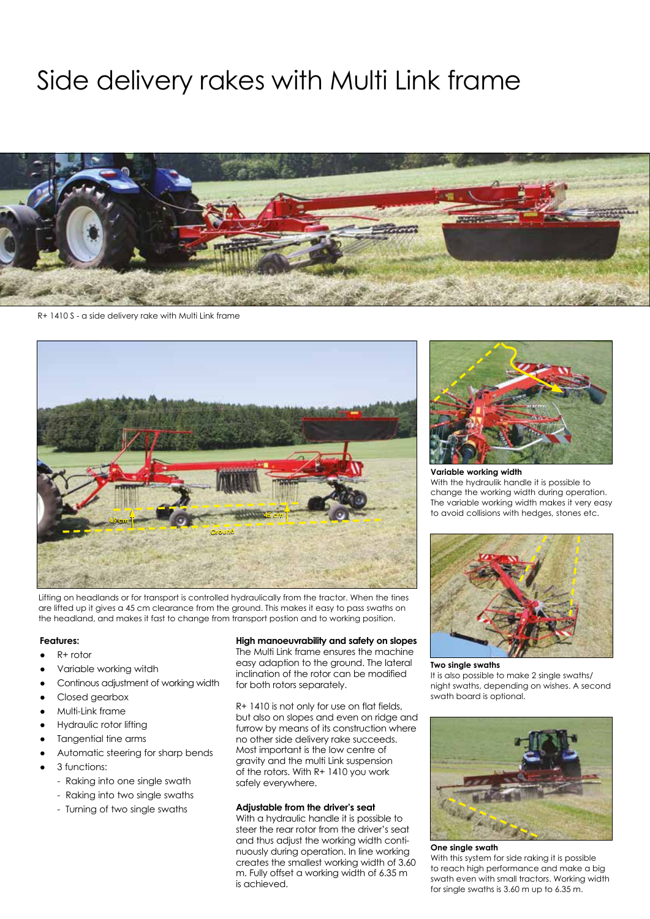# Side delivery rakes with Multi Link frame

R+ 1410 S - a side delivery rake with Multi Link frame

Lifting on headlands or for transport is controlled hydraulically from the tractor. When the tines are lifted up it gives a 45 cm clearance from the ground. This makes it easy to pass swaths on the headland, and makes it fast to change from transport postion and to working position.

**Features:**

- R+ rotor
- Variable working witdh
- Continous adjustment of working width
- Closed gearbox
- Multi-Link frame
- Hydraulic rotor lifting
- Tangential tine arms
- Automatic steering for sharp bends
- 3 functions:
  - Raking into one single swath
  - Raking into two single swaths
  - Turning of two single swaths

**High manoeuvrability and safety on slopes**
The Multi Link frame ensures the machine easy adaption to the ground. The lateral inclination of the rotor can be modified for both rotors separately.

R+ 1410 is not only for use on flat fields, but also on slopes and even on ridge and furrow by means of its construction where no other side delivery rake succeeds. Most important is the low centre of gravity and the multi Link suspension of the rotors. With R+ 1410 you work safely everywhere.

**Adjustable from the driver's seat**
With a hydraulic handle it is possible to steer the rear rotor from the driver's seat and thus adjust the working width continuously during operation. In line working creates the smallest working width of 3.60 m. Fully offset a working width of 6.35 m is achieved.

**Variable working width**
With the hydraulik handle it is possible to change the working width during operation. The variable working width makes it very easy to avoid collisions with hedges, stones etc.

**Two single swaths**
It is also possible to make 2 single swaths/ night swaths, depending on wishes. A second swath board is optional.

**One single swath**
With this system for side raking it is possible to reach high performance and make a big swath even with small tractors. Working width for single swaths is 3.60 m up to 6.35 m.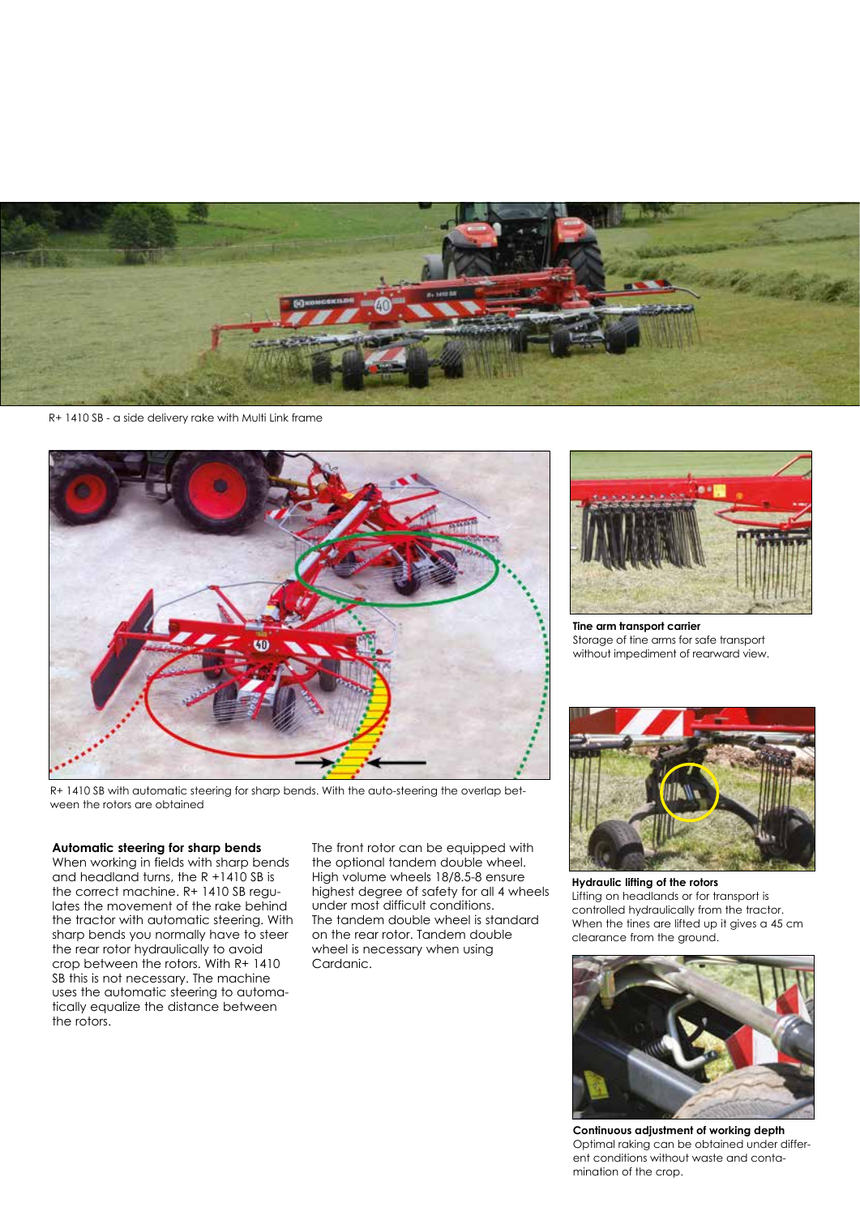R+ 1410 SB - a side delivery rake with Multi Link frame

R+ 1410 SB with automatic steering for sharp bends. With the auto-steering the overlap between the rotors are obtained

**Tine arm transport carrier**
Storage of tine arms for safe transport without impediment of rearward view.

### Automatic steering for sharp bends

When working in fields with sharp bends and headland turns, the R +1410 SB is the correct machine. R+ 1410 SB regulates the movement of the rake behind the tractor with automatic steering. With sharp bends you normally have to steer the rear rotor hydraulically to avoid crop between the rotors. With R+ 1410 SB this is not necessary. The machine uses the automatic steering to automatically equalize the distance between the rotors.

The front rotor can be equipped with the optional tandem double wheel. High volume wheels 18/8.5-8 ensure highest degree of safety for all 4 wheels under most difficult conditions. The tandem double wheel is standard on the rear rotor. Tandem double wheel is necessary when using Cardanic.

**Hydraulic lifting of the rotors**
Lifting on headlands or for transport is controlled hydraulically from the tractor. When the tines are lifted up it gives a 45 cm clearance from the ground.

**Continuous adjustment of working depth**
Optimal raking can be obtained under different conditions without waste and contamination of the crop.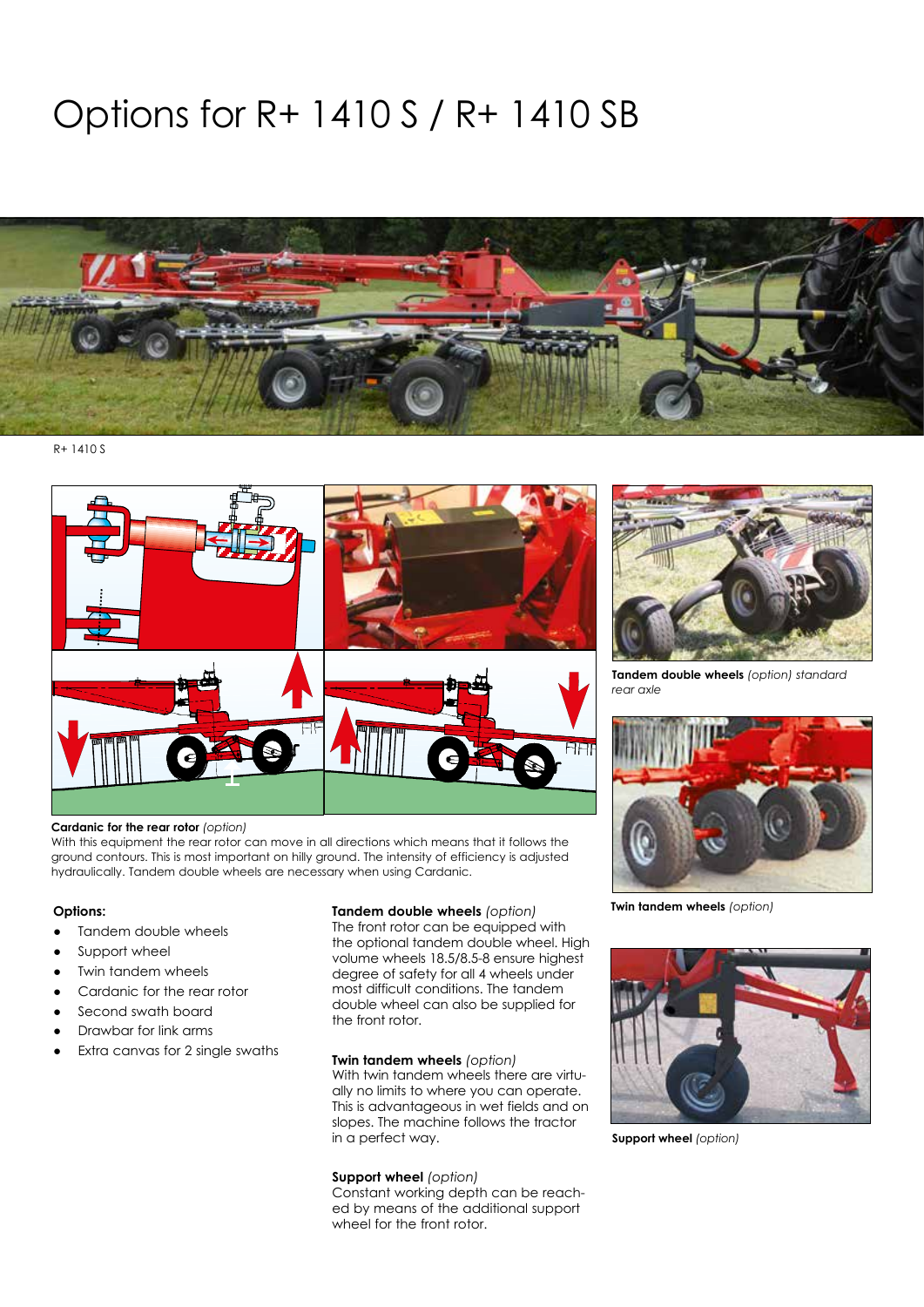# Options for R+ 1410 S / R+ 1410 SB

R+ 1410 S

**Cardanic for the rear rotor** *(option)*
With this equipment the rear rotor can move in all directions which means that it follows the ground contours. This is most important on hilly ground. The intensity of efficiency is adjusted hydraulically. Tandem double wheels are necessary when using Cardanic.

**Tandem double wheels** *(option) standard rear axle*

**Twin tandem wheels** *(option)*

**Support wheel** *(option)*

**Options:**

- Tandem double wheels
- Support wheel
- Twin tandem wheels
- Cardanic for the rear rotor
- Second swath board
- Drawbar for link arms
- Extra canvas for 2 single swaths

**Tandem double wheels** *(option)*
The front rotor can be equipped with the optional tandem double wheel. High volume wheels 18.5/8.5-8 ensure highest degree of safety for all 4 wheels under most difficult conditions. The tandem double wheel can also be supplied for the front rotor.

**Twin tandem wheels** *(option)*
With twin tandem wheels there are virtually no limits to where you can operate. This is advantageous in wet fields and on slopes. The machine follows the tractor in a perfect way.

**Support wheel** *(option)*
Constant working depth can be reached by means of the additional support wheel for the front rotor.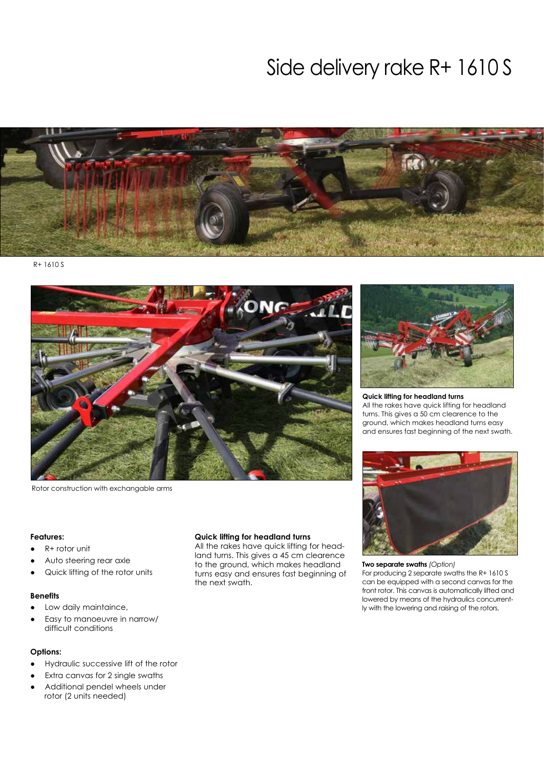# Side delivery rake R+ 1610 S

R+ 1610 S

Rotor construction with exchangable arms

**Quick lifting for headland turns**
All the rakes have quick lifting for headland turns. This gives a 50 cm clearence to the ground, which makes headland turns easy and ensures fast beginning of the next swath.

**Features:**

- R+ rotor unit
- Auto steering rear axle
- Quick lifting of the rotor units

**Benefits**

- Low daily maintaince,
- Easy to manoeuvre in narrow/ difficult conditions

**Options:**

- Hydraulic successive lift of the rotor
- Extra canvas for 2 single swaths
- Additional pendel wheels under rotor (2 units needed)

**Quick lifting for headland turns**

All the rakes have quick lifting for headland turns. This gives a 45 cm clearence to the ground, which makes headland turns easy and ensures fast beginning of the next swath.

**Two separate swaths** *(Option)*
For producing 2 separate swaths the R+ 1610 S can be equipped with a second canvas for the front rotor. This canvas is automatically lifted and lowered by means of the hydraulics concurrently with the lowering and raising of the rotors.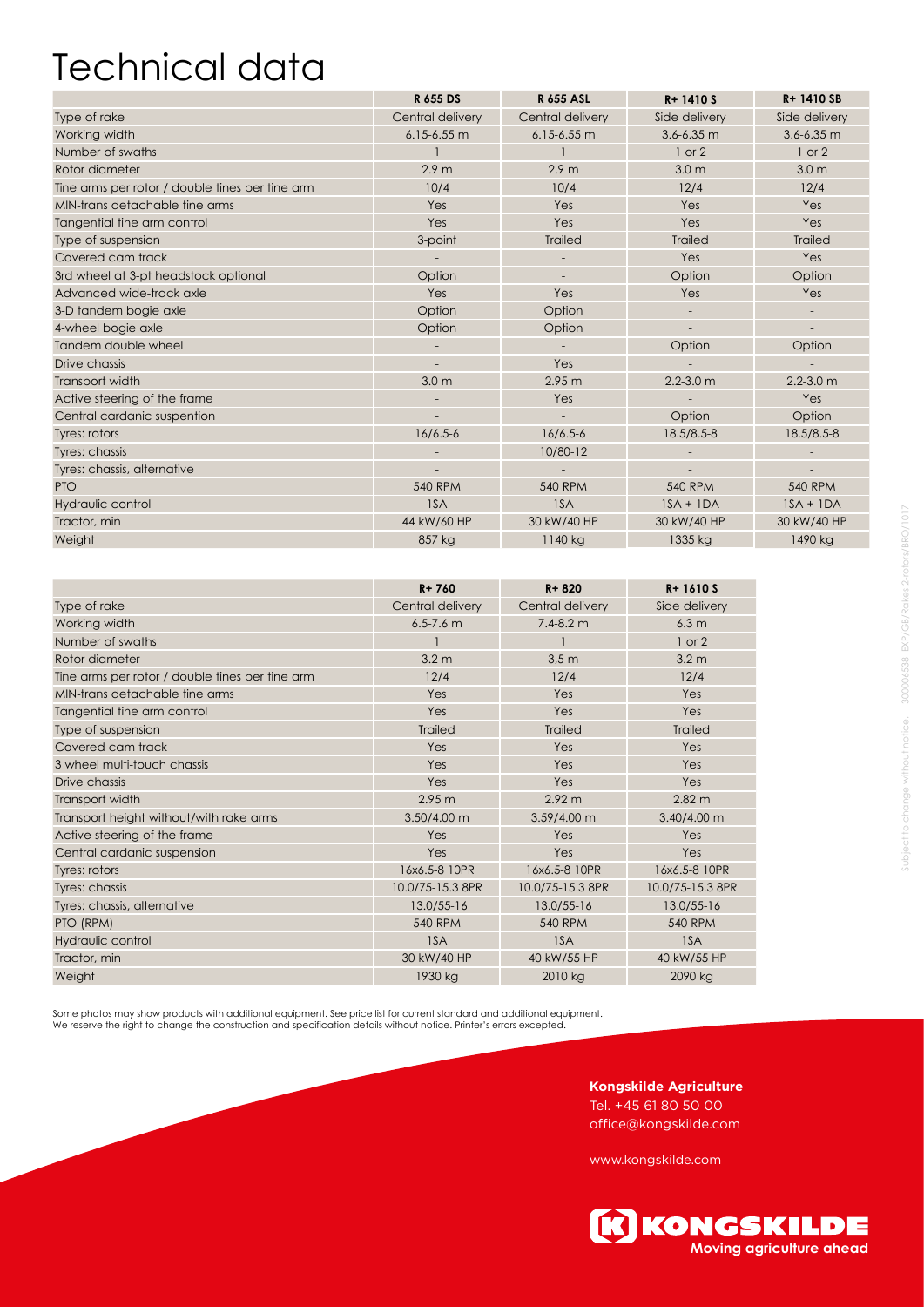# Technical data

| | R 655 DS | R 655 ASL | R+ 1410 S | R+ 1410 SB |
|---|---|---|---|---|
| Type of rake | Central delivery | Central delivery | Side delivery | Side delivery |
| Working width | 6.15-6.55 m | 6.15-6.55 m | 3.6-6.35 m | 3.6-6.35 m |
| Number of swaths | 1 | 1 | 1 or 2 | 1 or 2 |
| Rotor diameter | 2.9 m | 2.9 m | 3.0 m | 3.0 m |
| Tine arms per rotor / double tines per tine arm | 10/4 | 10/4 | 12/4 | 12/4 |
| MIN-trans detachable tine arms | Yes | Yes | Yes | Yes |
| Tangential tine arm control | Yes | Yes | Yes | Yes |
| Type of suspension | 3-point | Trailed | Trailed | Trailed |
| Covered cam track | - | - | Yes | Yes |
| 3rd wheel at 3-pt headstock optional | Option | - | Option | Option |
| Advanced wide-track axle | Yes | Yes | Yes | Yes |
| 3-D tandem bogie axle | Option | Option | - | - |
| 4-wheel bogie axle | Option | Option | - | - |
| Tandem double wheel | - | - | Option | Option |
| Drive chassis | - | Yes | - | - |
| Transport width | 3.0 m | 2.95 m | 2.2-3.0 m | 2.2-3.0 m |
| Active steering of the frame | - | Yes | - | Yes |
| Central cardanic suspention | - | - | Option | Option |
| Tyres: rotors | 16/6.5-6 | 16/6.5-6 | 18.5/8.5-8 | 18.5/8.5-8 |
| Tyres: chassis | - | 10/80-12 | - | - |
| Tyres: chassis, alternative | - | - | - | - |
| PTO | 540 RPM | 540 RPM | 540 RPM | 540 RPM |
| Hydraulic control | 1SA | 1SA | 1SA + 1DA | 1SA + 1DA |
| Tractor, min | 44 kW/60 HP | 30 kW/40 HP | 30 kW/40 HP | 30 kW/40 HP |
| Weight | 857 kg | 1140 kg | 1335 kg | 1490 kg |

| | R+ 760 | R+ 820 | R+ 1610 S |
|---|---|---|---|
| Type of rake | Central delivery | Central delivery | Side delivery |
| Working width | 6.5-7.6 m | 7.4-8.2 m | 6.3 m |
| Number of swaths | 1 | 1 | 1 or 2 |
| Rotor diameter | 3.2 m | 3,5 m | 3.2 m |
| Tine arms per rotor / double tines per tine arm | 12/4 | 12/4 | 12/4 |
| MIN-trans detachable tine arms | Yes | Yes | Yes |
| Tangential tine arm control | Yes | Yes | Yes |
| Type of suspension | Trailed | Trailed | Trailed |
| Covered cam track | Yes | Yes | Yes |
| 3 wheel multi-touch chassis | Yes | Yes | Yes |
| Drive chassis | Yes | Yes | Yes |
| Transport width | 2.95 m | 2.92 m | 2.82 m |
| Transport height without/with rake arms | 3.50/4.00 m | 3.59/4.00 m | 3.40/4.00 m |
| Active steering of the frame | Yes | Yes | Yes |
| Central cardanic suspention | Yes | Yes | Yes |
| Tyres: rotors | 16x6.5-8 10PR | 16x6.5-8 10PR | 16x6.5-8 10PR |
| Tyres: chassis | 10.0/75-15.3 8PR | 10.0/75-15.3 8PR | 10.0/75-15.3 8PR |
| Tyres: chassis, alternative | 13.0/55-16 | 13.0/55-16 | 13.0/55-16 |
| PTO (RPM) | 540 RPM | 540 RPM | 540 RPM |
| Hydraulic control | 1SA | 1SA | 1SA |
| Tractor, min | 30 kW/40 HP | 40 kW/55 HP | 40 kW/55 HP |
| Weight | 1930 kg | 2010 kg | 2090 kg |

Some photos may show products with additional equipment. See price list for current standard and additional equipment.
We reserve the right to change the construction and specification details without notice. Printer's errors excepted.

Subject to change without notice. 300006538 EXP/GB/Rakes 2-rotors/BRO/1017

**Kongskilde Agriculture**
Tel. +45 61 80 50 00
office@kongskilde.com

www.kongskilde.com

KONGSKILDE
Moving agriculture ahead